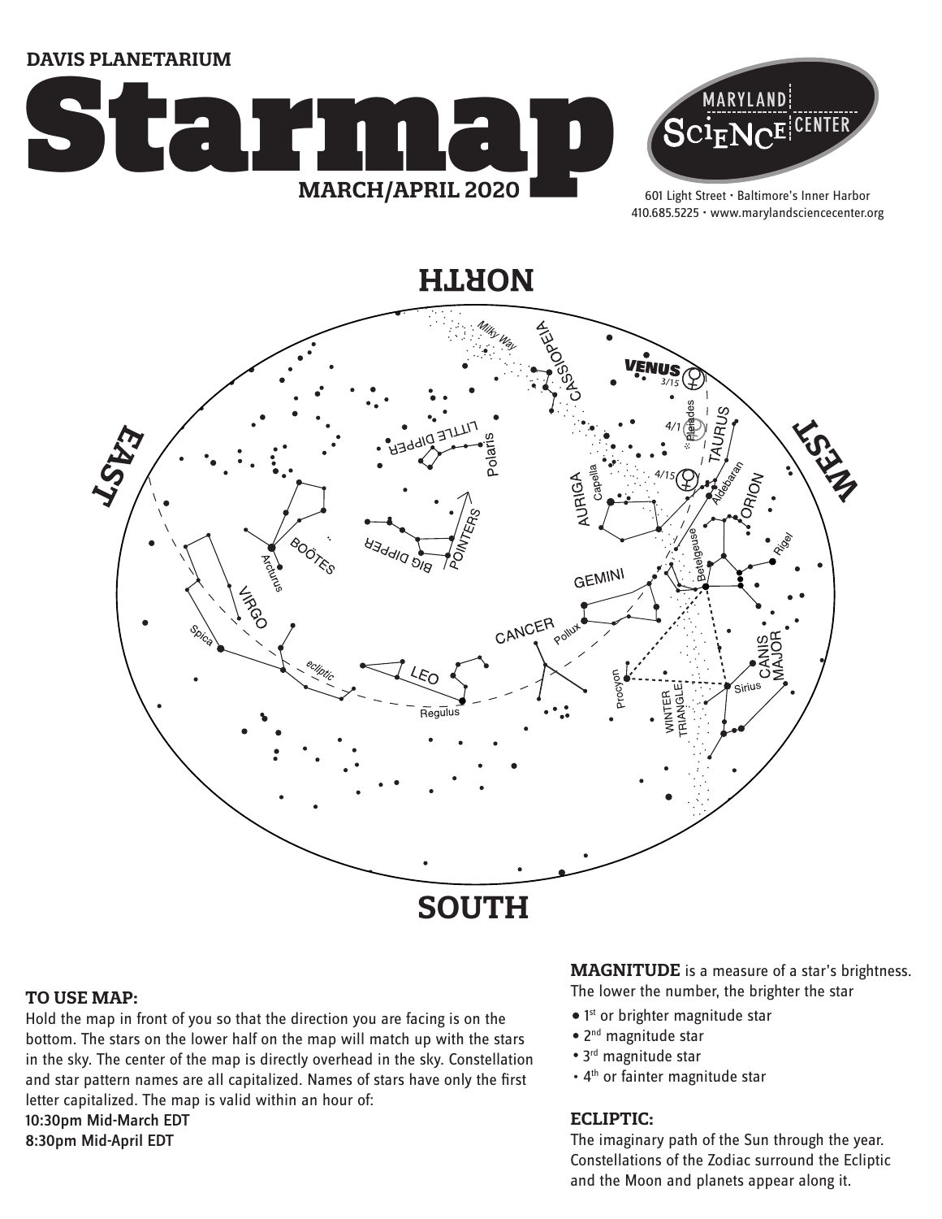DAVIS PLANETARIUM

# Starmap

**MARCH/APRIL 2020**

MARYLAND SCIENCE CENTER

601 Light Street • Baltimore's Inner Harbor
410.685.5225 • www.marylandsciencecenter.org

NORTH

EAST

WEST

SOUTH

### TO USE MAP:

Hold the map in front of you so that the direction you are facing is on the bottom. The stars on the lower half on the map will match up with the stars in the sky. The center of the map is directly overhead in the sky. Constellation and star pattern names are all capitalized. Names of stars have only the first letter capitalized. The map is valid within an hour of:

10:30pm Mid-March EDT
8:30pm Mid-April EDT

**MAGNITUDE** is a measure of a star's brightness. The lower the number, the brighter the star

- 1st or brighter magnitude star
- 2nd magnitude star
- 3rd magnitude star
- 4th or fainter magnitude star

### ECLIPTIC:

The imaginary path of the Sun through the year. Constellations of the Zodiac surround the Ecliptic and the Moon and planets appear along it.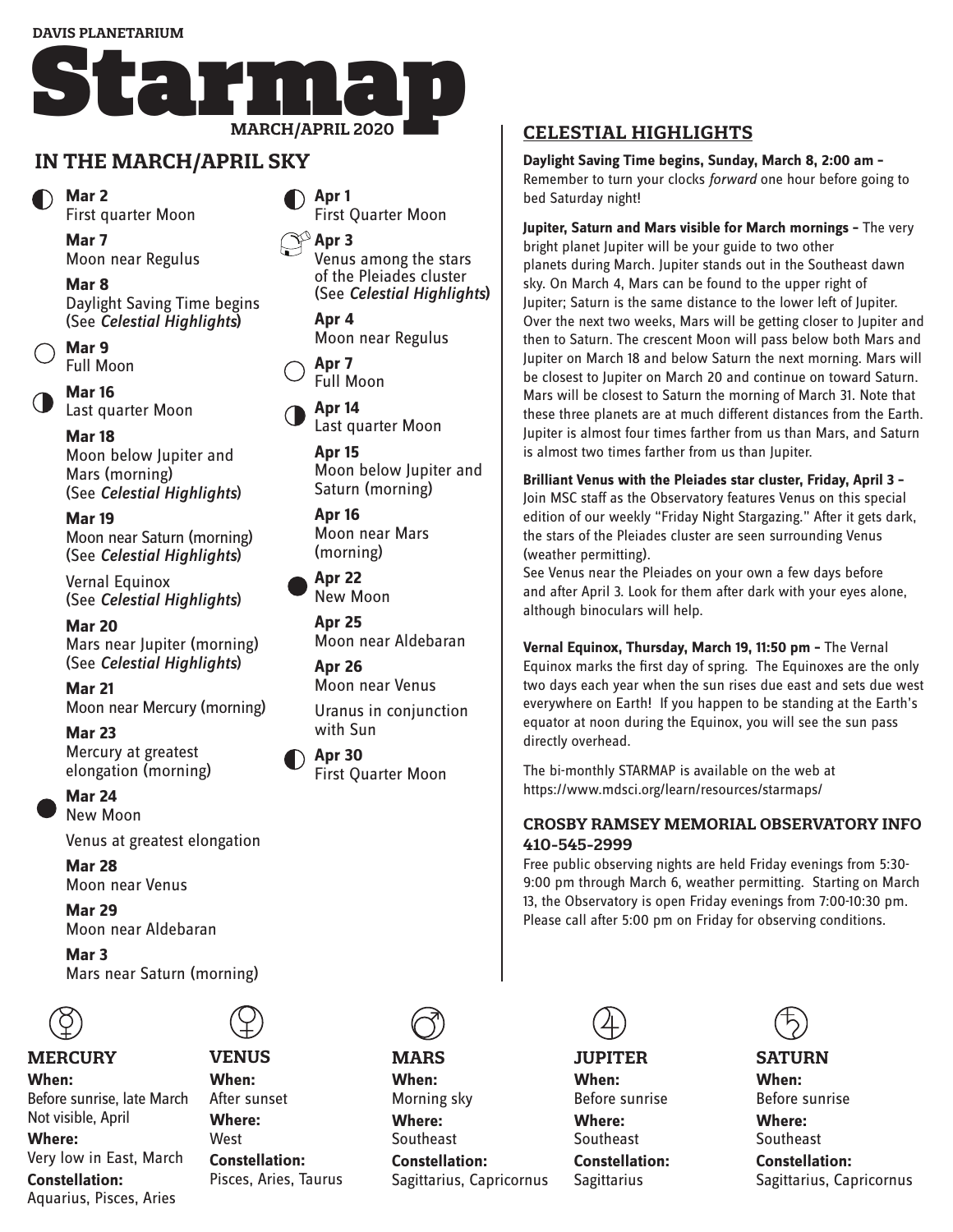DAVIS PLANETARIUM

# Starmap

MARCH/APRIL 2020

## IN THE MARCH/APRIL SKY

**Mar 2**
First quarter Moon

**Mar 7**
Moon near Regulus

**Mar 8**
Daylight Saving Time begins (See *Celestial Highlights*)

**Mar 9**
Full Moon

**Mar 16**
Last quarter Moon

**Mar 18**
Moon below Jupiter and Mars (morning) (See *Celestial Highlights*)

**Mar 19**
Moon near Saturn (morning) (See *Celestial Highlights*)

Vernal Equinox (See *Celestial Highlights*)

**Mar 20**
Mars near Jupiter (morning) (See *Celestial Highlights*)

**Mar 21**
Moon near Mercury (morning)

**Mar 23**
Mercury at greatest elongation (morning)

**Mar 24**
New Moon

Venus at greatest elongation

**Mar 28**
Moon near Venus

**Mar 29**
Moon near Aldebaran

**Mar 3**
Mars near Saturn (morning)

**Apr 1**
First Quarter Moon

**Apr 3**
Venus among the stars of the Pleiades cluster (See *Celestial Highlights*)

**Apr 4**
Moon near Regulus

**Apr 7**
Full Moon

**Apr 14**
Last quarter Moon

**Apr 15**
Moon below Jupiter and Saturn (morning)

**Apr 16**
Moon near Mars (morning)

**Apr 22**
New Moon

**Apr 25**
Moon near Aldebaran

**Apr 26**
Moon near Venus

Uranus in conjunction with Sun

**Apr 30**
First Quarter Moon

## CELESTIAL HIGHLIGHTS

**Daylight Saving Time begins, Sunday, March 8, 2:00 am –** Remember to turn your clocks *forward* one hour before going to bed Saturday night!

**Jupiter, Saturn and Mars visible for March mornings –** The very bright planet Jupiter will be your guide to two other planets during March. Jupiter stands out in the Southeast dawn sky. On March 4, Mars can be found to the upper right of Jupiter; Saturn is the same distance to the lower left of Jupiter. Over the next two weeks, Mars will be getting closer to Jupiter and then to Saturn. The crescent Moon will pass below both Mars and Jupiter on March 18 and below Saturn the next morning. Mars will be closest to Jupiter on March 20 and continue on toward Saturn. Mars will be closest to Saturn the morning of March 31. Note that these three planets are at much different distances from the Earth. Jupiter is almost four times farther from us than Mars, and Saturn is almost two times farther from us than Jupiter.

**Brilliant Venus with the Pleiades star cluster, Friday, April 3 –** Join MSC staff as the Observatory features Venus on this special edition of our weekly "Friday Night Stargazing." After it gets dark, the stars of the Pleiades cluster are seen surrounding Venus (weather permitting).
See Venus near the Pleiades on your own a few days before and after April 3. Look for them after dark with your eyes alone, although binoculars will help.

**Vernal Equinox, Thursday, March 19, 11:50 pm –** The Vernal Equinox marks the first day of spring. The Equinoxes are the only two days each year when the sun rises due east and sets due west everywhere on Earth! If you happen to be standing at the Earth's equator at noon during the Equinox, you will see the sun pass directly overhead.

The bi-monthly STARMAP is available on the web at https://www.mdsci.org/learn/resources/starmaps/

### CROSBY RAMSEY MEMORIAL OBSERVATORY INFO 410-545-2999

Free public observing nights are held Friday evenings from 5:30-9:00 pm through March 6, weather permitting. Starting on March 13, the Observatory is open Friday evenings from 7:00-10:30 pm. Please call after 5:00 pm on Friday for observing conditions.

### MERCURY

**When:**
Before sunrise, late March
Not visible, April

**Where:**
Very low in East, March

**Constellation:**
Aquarius, Pisces, Aries

### VENUS

**When:**
After sunset

**Where:**
West

**Constellation:**
Pisces, Aries, Taurus

### MARS

**When:**
Morning sky

**Where:**
Southeast

**Constellation:**
Sagittarius, Capricornus

### JUPITER

**When:**
Before sunrise

**Where:**
Southeast

**Constellation:**
Sagittarius

### SATURN

**When:**
Before sunrise

**Where:**
Southeast

**Constellation:**
Sagittarius, Capricornus